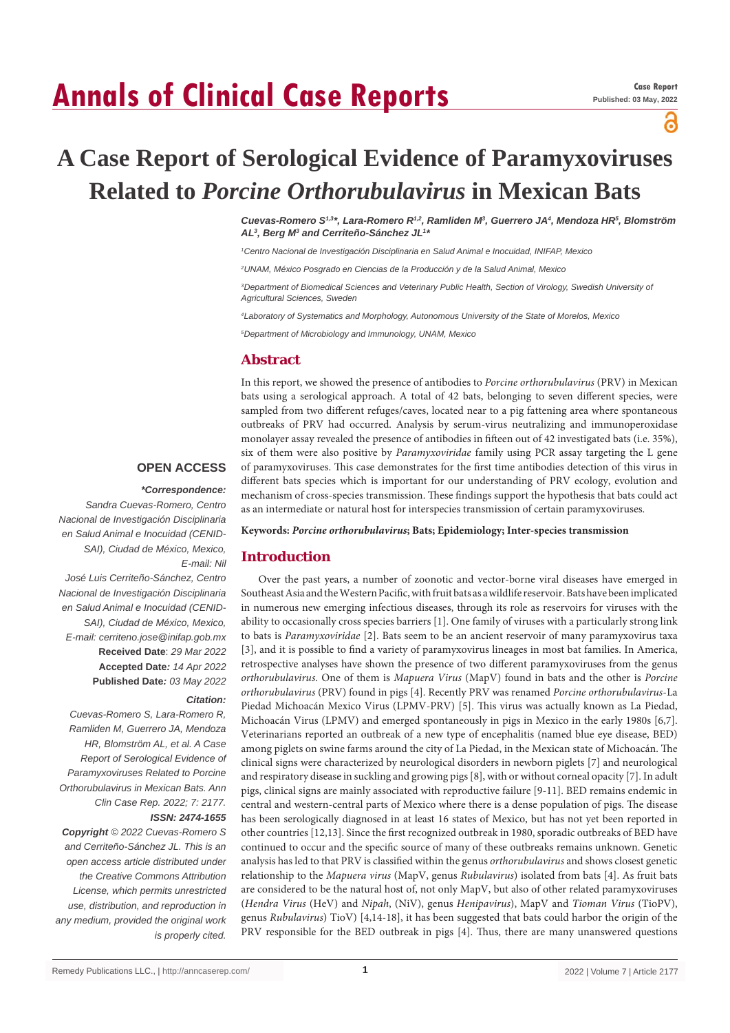Case Report
Published: 03 May, 2022

# A Case Report of Serological Evidence of Paramyxoviruses Related to *Porcine Orthorubulavirus* in Mexican Bats

***Cuevas-Romero S[1,3]\*, Lara-Romero R[1,2], Ramliden M[3], Guerrero JA[4], Mendoza HR[5], Blomström AL[3], Berg M[3] and Cerriteño-Sánchez JL[1]\****

*[1]Centro Nacional de Investigación Disciplinaria en Salud Animal e Inocuidad, INIFAP, Mexico*

*[2]UNAM, México Posgrado en Ciencias de la Producción y de la Salud Animal, Mexico*

*[3]Department of Biomedical Sciences and Veterinary Public Health, Section of Virology, Swedish University of Agricultural Sciences, Sweden*

*[4]Laboratory of Systematics and Morphology, Autonomous University of the State of Morelos, Mexico*

*[5]Department of Microbiology and Immunology, UNAM, Mexico*

## Abstract

In this report, we showed the presence of antibodies to *Porcine orthorubulavirus* (PRV) in Mexican bats using a serological approach. A total of 42 bats, belonging to seven different species, were sampled from two different refuges/caves, located near to a pig fattening area where spontaneous outbreaks of PRV had occurred. Analysis by serum-virus neutralizing and immunoperoxidase monolayer assay revealed the presence of antibodies in fifteen out of 42 investigated bats (i.e. 35%), six of them were also positive by *Paramyxoviridae* family using PCR assay targeting the L gene of paramyxoviruses. This case demonstrates for the first time antibodies detection of this virus in different bats species which is important for our understanding of PRV ecology, evolution and mechanism of cross-species transmission. These findings support the hypothesis that bats could act as an intermediate or natural host for interspecies transmission of certain paramyxoviruses.

**Keywords: *Porcine orthorubulavirus*; Bats; Epidemiology; Inter-species transmission**

**OPEN ACCESS**

***\*Correspondence:***

*Sandra Cuevas-Romero, Centro Nacional de Investigación Disciplinaria en Salud Animal e Inocuidad (CENID-SAI), Ciudad de México, Mexico, E-mail: Nil*

*José Luis Cerriteño-Sánchez, Centro Nacional de Investigación Disciplinaria en Salud Animal e Inocuidad (CENID-SAI), Ciudad de México, Mexico, E-mail: cerriteno.jose@inifap.gob.mx*

**Received Date**: *29 Mar 2022*

**Accepted Date***: 14 Apr 2022*

**Published Date***: 03 May 2022*

***Citation:***

*Cuevas-Romero S, Lara-Romero R, Ramliden M, Guerrero JA, Mendoza HR, Blomström AL, et al. A Case Report of Serological Evidence of Paramyxoviruses Related to Porcine Orthorubulavirus in Mexican Bats. Ann Clin Case Rep. 2022; 7: 2177.*

***ISSN: 2474-1655***

***Copyright** © 2022 Cuevas-Romero S and Cerriteño-Sánchez JL. This is an open access article distributed under the Creative Commons Attribution License, which permits unrestricted use, distribution, and reproduction in any medium, provided the original work is properly cited.*

## Introduction

Over the past years, a number of zoonotic and vector-borne viral diseases have emerged in Southeast Asia and the Western Pacific, with fruit bats as a wildlife reservoir. Bats have been implicated in numerous new emerging infectious diseases, through its role as reservoirs for viruses with the ability to occasionally cross species barriers [1]. One family of viruses with a particularly strong link to bats is *Paramyxoviridae* [2]. Bats seem to be an ancient reservoir of many paramyxovirus taxa [3], and it is possible to find a variety of paramyxovirus lineages in most bat families. In America, retrospective analyses have shown the presence of two different paramyxoviruses from the genus *orthorubulavirus*. One of them is *Mapuera Virus* (MapV) found in bats and the other is *Porcine orthorubulavirus* (PRV) found in pigs [4]. Recently PRV was renamed *Porcine orthorubulavirus*-La Piedad Michoacán Mexico Virus (LPMV-PRV) [5]. This virus was actually known as La Piedad, Michoacán Virus (LPMV) and emerged spontaneously in pigs in Mexico in the early 1980s [6,7]. Veterinarians reported an outbreak of a new type of encephalitis (named blue eye disease, BED) among piglets on swine farms around the city of La Piedad, in the Mexican state of Michoacán. The clinical signs were characterized by neurological disorders in newborn piglets [7] and neurological and respiratory disease in suckling and growing pigs [8], with or without corneal opacity [7]. In adult pigs, clinical signs are mainly associated with reproductive failure [9-11]. BED remains endemic in central and western-central parts of Mexico where there is a dense population of pigs. The disease has been serologically diagnosed in at least 16 states of Mexico, but has not yet been reported in other countries [12,13]. Since the first recognized outbreak in 1980, sporadic outbreaks of BED have continued to occur and the specific source of many of these outbreaks remains unknown. Genetic analysis has led to that PRV is classified within the genus *orthorubulavirus* and shows closest genetic relationship to the *Mapuera virus* (MapV, genus *Rubulavirus*) isolated from bats [4]. As fruit bats are considered to be the natural host of, not only MapV, but also of other related paramyxoviruses (*Hendra Virus* (HeV) and *Nipah*, (NiV), genus *Henipavirus*), MapV and *Tioman Virus* (TioPV), genus *Rubulavirus*) TioV) [4,14-18], it has been suggested that bats could harbor the origin of the PRV responsible for the BED outbreak in pigs [4]. Thus, there are many unanswered questions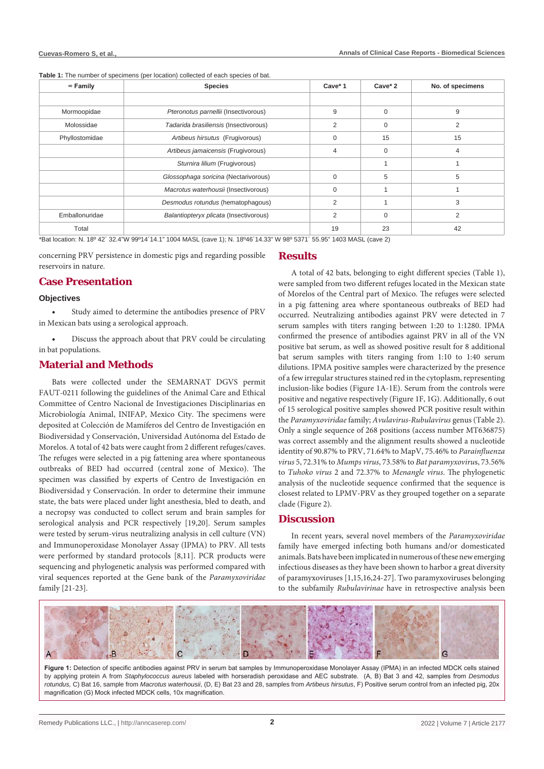**Table 1:** The number of specimens (per location) collected of each species of bat.

| ∞ Family | Species | Cave* 1 | Cave* 2 | No. of specimens |
|---|---|---|---|---|
| | | | | |
| Mormoopidae | *Pteronotus parnellii* (Insectivorous) | 9 | 0 | 9 |
| Molossidae | *Tadarida brasiliensis* (Insectivorous) | 2 | 0 | 2 |
| Phyllostomidae | *Artibeus hirsutus* (Frugivorous) | 0 | 15 | 15 |
| | *Artibeus jamaicensis* (Frugivorous) | 4 | 0 | 4 |
| | *Sturnira lilium* (Frugivorous) | | 1 | 1 |
| | *Glossophaga soricina* (Nectarivorous) | 0 | 5 | 5 |
| | *Macrotus waterhousii* (Insectivorous) | 0 | 1 | 1 |
| | *Desmodus rotundus* (hematophagous) | 2 | 1 | 3 |
| Emballonuridae | *Balantiopteryx plicata* (Insectivorous) | 2 | 0 | 2 |
| Total | | 19 | 23 | 42 |

*Bat location: N. 18º 42´ 32.4"W 99º14´14.1" 1004 MASL (cave 1); N. 18º46´14.33" W 98º 5371´ 55.95" 1403 MASL (cave 2)

concerning PRV persistence in domestic pigs and regarding possible reservoirs in nature.

## Case Presentation

### Objectives

- Study aimed to determine the antibodies presence of PRV in Mexican bats using a serological approach.
- Discuss the approach about that PRV could be circulating in bat populations.

## Material and Methods

Bats were collected under the SEMARNAT DGVS permit FAUT-0211 following the guidelines of the Animal Care and Ethical Committee of Centro Nacional de Investigaciones Disciplinarias en Microbiología Animal, INIFAP, Mexico City. The specimens were deposited at Colección de Mamíferos del Centro de Investigación en Biodiversidad y Conservación, Universidad Autónoma del Estado de Morelos. A total of 42 bats were caught from 2 different refuges/caves. The refuges were selected in a pig fattening area where spontaneous outbreaks of BED had occurred (central zone of Mexico). The specimen was classified by experts of Centro de Investigación en Biodiversidad y Conservación. In order to determine their immune state, the bats were placed under light anesthesia, bled to death, and a necropsy was conducted to collect serum and brain samples for serological analysis and PCR respectively [19,20]. Serum samples were tested by serum-virus neutralizing analysis in cell culture (VN) and Immunoperoxidase Monolayer Assay (IPMA) to PRV. All tests were performed by standard protocols [8,11]. PCR products were sequencing and phylogenetic analysis was performed compared with viral sequences reported at the Gene bank of the *Paramyxoviridae* family [21-23].

## Results

A total of 42 bats, belonging to eight different species (Table 1), were sampled from two different refuges located in the Mexican state of Morelos of the Central part of Mexico. The refuges were selected in a pig fattening area where spontaneous outbreaks of BED had occurred. Neutralizing antibodies against PRV were detected in 7 serum samples with titers ranging between 1:20 to 1:1280. IPMA confirmed the presence of antibodies against PRV in all of the VN positive bat serum, as well as showed positive result for 8 additional bat serum samples with titers ranging from 1:10 to 1:40 serum dilutions. IPMA positive samples were characterized by the presence of a few irregular structures stained red in the cytoplasm, representing inclusion-like bodies (Figure 1A-1E). Serum from the controls were positive and negative respectively (Figure 1F, 1G). Additionally, 6 out of 15 serological positive samples showed PCR positive result within the *Paramyxoviridae* family; *Avulavirus-Rubulavirus* genus (Table 2). Only a single sequence of 268 positions (access number MT636875) was correct assembly and the alignment results showed a nucleotide identity of 90.87% to PRV, 71.64% to MapV, 75.46% to *Parainfluenza virus* 5, 72.31% to *Mumps virus*, 73.58% to *Bat paramyxovirus*, 73.56% to *Tuhoko virus* 2 and 72.37% to *Menangle virus*. The phylogenetic analysis of the nucleotide sequence confirmed that the sequence is closest related to LPMV-PRV as they grouped together on a separate clade (Figure 2).

## Discussion

In recent years, several novel members of the *Paramyxoviridae* family have emerged infecting both humans and/or domesticated animals. Bats have been implicated in numerous of these new emerging infectious diseases as they have been shown to harbor a great diversity of paramyxoviruses [1,15,16,24-27]. Two paramyxoviruses belonging to the subfamily *Rubulavirinae* have in retrospective analysis been

**Figure 1:** Detection of specific antibodies against PRV in serum bat samples by Immunoperoxidase Monolayer Assay (IPMA) in an infected MDCK cells stained by applying protein A from *Staphylococcus aureus* labeled with horseradish peroxidase and AEC substrate. (A, B) Bat 3 and 42, samples from *Desmodus rotundus,* C) Bat 16, sample from *Macrotus waterhousii*, (D, E) Bat 23 and 28, samples from *Artibeus hirsutus*, F) Positive serum control from an infected pig, 20x magnification (G) Mock infected MDCK cells, 10x magnification.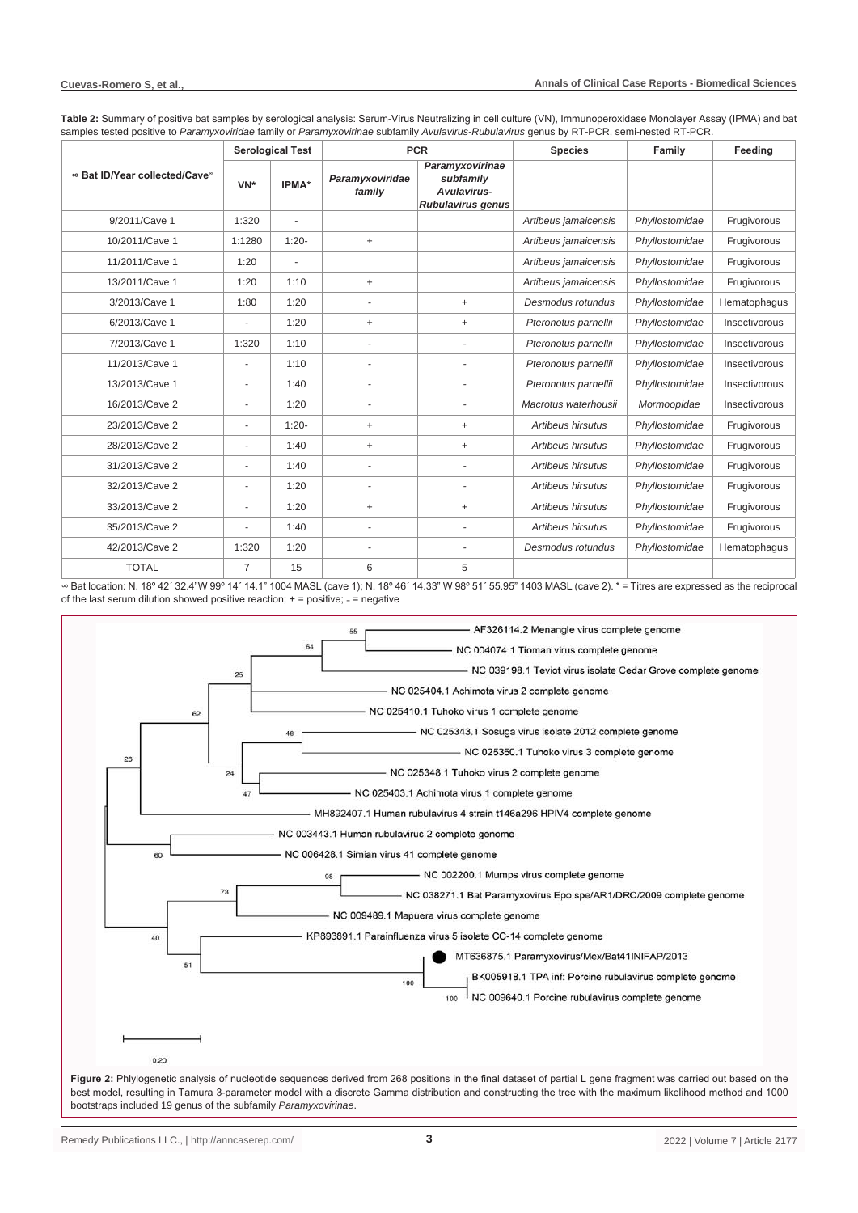**Table 2:** Summary of positive bat samples by serological analysis: Serum-Virus Neutralizing in cell culture (VN), Immunoperoxidase Monolayer Assay (IPMA) and bat samples tested positive to *Paramyxoviridae* family or *Paramyxovirinae* subfamily *Avulavirus-Rubulavirus* genus by RT-PCR, semi-nested RT-PCR.

| ∞ Bat ID/Year collected/Cave∞ | Serological Test | | PCR | | Species | Family | Feeding |
|---|---|---|---|---|---|---|---|
| | VN* | IPMA* | *Paramyxoviridae family* | *Paramyxovirinae subfamily Avulavirus-Rubulavirus genus* | | | |
| 9/2011/Cave 1 | 1:320 | - | | | *Artibeus jamaicensis* | Phyllostomidae | Frugivorous |
| 10/2011/Cave 1 | 1:1280 | 1:20- | + | | *Artibeus jamaicensis* | Phyllostomidae | Frugivorous |
| 11/2011/Cave 1 | 1:20 | - | | | *Artibeus jamaicensis* | Phyllostomidae | Frugivorous |
| 13/2011/Cave 1 | 1:20 | 1:10 | + | | *Artibeus jamaicensis* | Phyllostomidae | Frugivorous |
| 3/2013/Cave 1 | 1:80 | 1:20 | - | + | *Desmodus rotundus* | Phyllostomidae | Hematophagus |
| 6/2013/Cave 1 | - | 1:20 | + | + | *Pteronotus parnellii* | Phyllostomidae | Insectivorous |
| 7/2013/Cave 1 | 1:320 | 1:10 | - | - | *Pteronotus parnellii* | Phyllostomidae | Insectivorous |
| 11/2013/Cave 1 | - | 1:10 | - | - | *Pteronotus parnellii* | Phyllostomidae | Insectivorous |
| 13/2013/Cave 1 | - | 1:40 | - | - | *Pteronotus parnellii* | Phyllostomidae | Insectivorous |
| 16/2013/Cave 2 | - | 1:20 | - | - | *Macrotus waterhousii* | *Mormoopidae* | Insectivorous |
| 23/2013/Cave 2 | - | 1:20- | + | + | *Artibeus hirsutus* | Phyllostomidae | Frugivorous |
| 28/2013/Cave 2 | - | 1:40 | + | + | *Artibeus hirsutus* | Phyllostomidae | Frugivorous |
| 31/2013/Cave 2 | - | 1:40 | - | - | *Artibeus hirsutus* | Phyllostomidae | Frugivorous |
| 32/2013/Cave 2 | - | 1:20 | - | - | *Artibeus hirsutus* | Phyllostomidae | Frugivorous |
| 33/2013/Cave 2 | - | 1:20 | + | + | *Artibeus hirsutus* | Phyllostomidae | Frugivorous |
| 35/2013/Cave 2 | - | 1:40 | - | - | *Artibeus hirsutus* | Phyllostomidae | Frugivorous |
| 42/2013/Cave 2 | 1:320 | 1:20 | - | - | *Desmodus rotundus* | Phyllostomidae | Hematophagus |
| TOTAL | 7 | 15 | 6 | 5 | | | |

∞ Bat location: N. 18º 42´ 32.4"W 99º 14´ 14.1" 1004 MASL (cave 1); N. 18º 46´ 14.33" W 98º 51´ 55.95" 1403 MASL (cave 2). * = Titres are expressed as the reciprocal of the last serum dilution showed positive reaction; + = positive; - = negative

**Figure 2:** Phlylogenetic analysis of nucleotide sequences derived from 268 positions in the final dataset of partial L gene fragment was carried out based on the best model, resulting in Tamura 3-parameter model with a discrete Gamma distribution and constructing the tree with the maximum likelihood method and 1000 bootstraps included 19 genus of the subfamily *Paramyxovirinae*.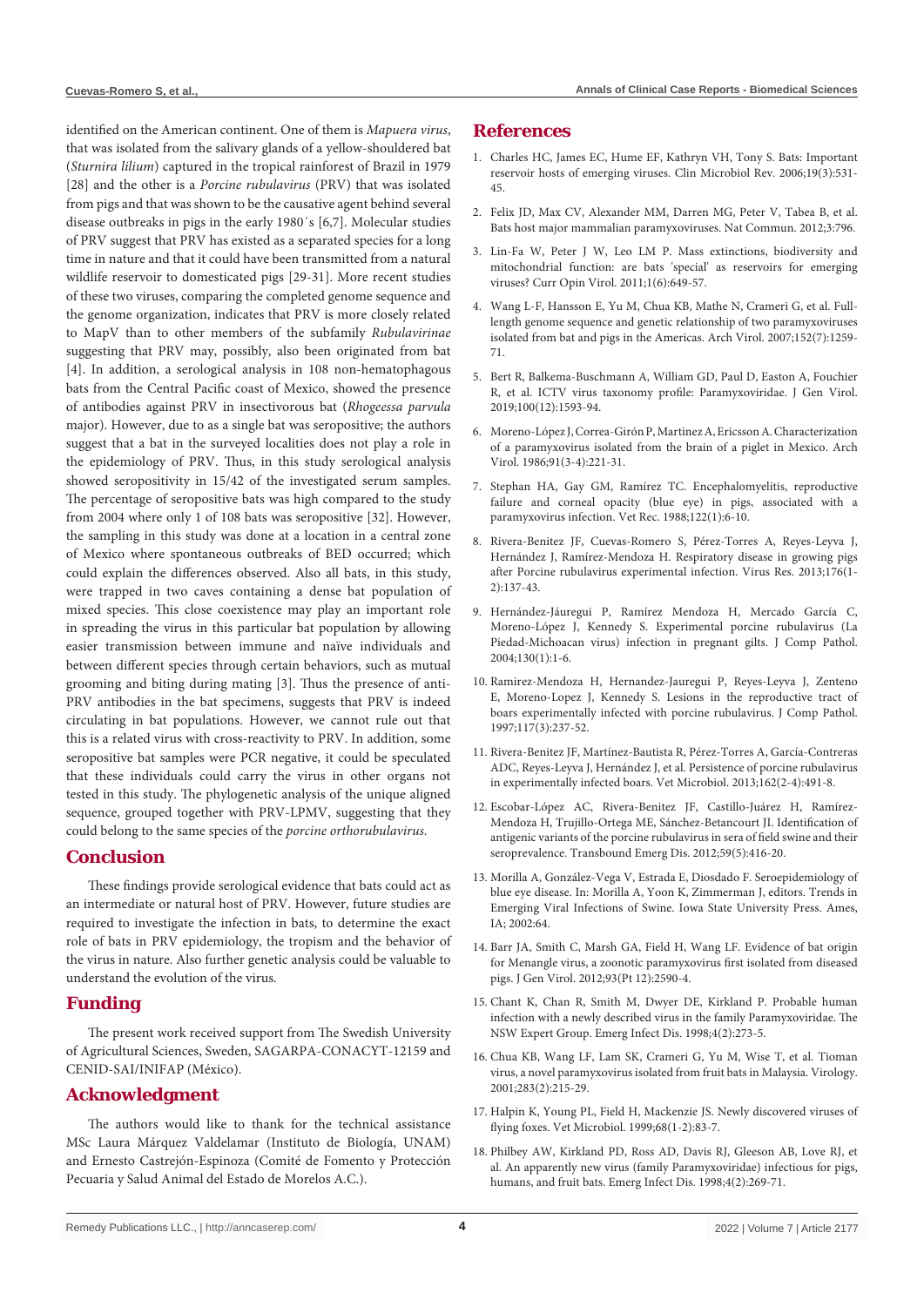identified on the American continent. One of them is *Mapuera virus*, that was isolated from the salivary glands of a yellow-shouldered bat (*Sturnira lilium*) captured in the tropical rainforest of Brazil in 1979 [28] and the other is a *Porcine rubulavirus* (PRV) that was isolated from pigs and that was shown to be the causative agent behind several disease outbreaks in pigs in the early 1980´s [6,7]. Molecular studies of PRV suggest that PRV has existed as a separated species for a long time in nature and that it could have been transmitted from a natural wildlife reservoir to domesticated pigs [29-31]. More recent studies of these two viruses, comparing the completed genome sequence and the genome organization, indicates that PRV is more closely related to MapV than to other members of the subfamily *Rubulavirinae* suggesting that PRV may, possibly, also been originated from bat [4]. In addition, a serological analysis in 108 non-hematophagous bats from the Central Pacific coast of Mexico, showed the presence of antibodies against PRV in insectivorous bat (*Rhogeessa parvula* major). However, due to as a single bat was seropositive; the authors suggest that a bat in the surveyed localities does not play a role in the epidemiology of PRV. Thus, in this study serological analysis showed seropositivity in 15/42 of the investigated serum samples. The percentage of seropositive bats was high compared to the study from 2004 where only 1 of 108 bats was seropositive [32]. However, the sampling in this study was done at a location in a central zone of Mexico where spontaneous outbreaks of BED occurred; which could explain the differences observed. Also all bats, in this study, were trapped in two caves containing a dense bat population of mixed species. This close coexistence may play an important role in spreading the virus in this particular bat population by allowing easier transmission between immune and naïve individuals and between different species through certain behaviors, such as mutual grooming and biting during mating [3]. Thus the presence of anti-PRV antibodies in the bat specimens, suggests that PRV is indeed circulating in bat populations. However, we cannot rule out that this is a related virus with cross-reactivity to PRV. In addition, some seropositive bat samples were PCR negative, it could be speculated that these individuals could carry the virus in other organs not tested in this study. The phylogenetic analysis of the unique aligned sequence, grouped together with PRV-LPMV, suggesting that they could belong to the same species of the *porcine orthorubulavirus*.

## Conclusion

These findings provide serological evidence that bats could act as an intermediate or natural host of PRV. However, future studies are required to investigate the infection in bats, to determine the exact role of bats in PRV epidemiology, the tropism and the behavior of the virus in nature. Also further genetic analysis could be valuable to understand the evolution of the virus.

## Funding

The present work received support from The Swedish University of Agricultural Sciences, Sweden, SAGARPA-CONACYT-12159 and CENID-SAI/INIFAP (México).

## Acknowledgment

The authors would like to thank for the technical assistance MSc Laura Márquez Valdelamar (Instituto de Biología, UNAM) and Ernesto Castrejón-Espinoza (Comité de Fomento y Protección Pecuaria y Salud Animal del Estado de Morelos A.C.).

## References

1. Charles HC, James EC, Hume EF, Kathryn VH, Tony S. Bats: Important reservoir hosts of emerging viruses. Clin Microbiol Rev. 2006;19(3):531-45.
2. Felix JD, Max CV, Alexander MM, Darren MG, Peter V, Tabea B, et al. Bats host major mammalian paramyxoviruses. Nat Commun. 2012;3:796.
3. Lin-Fa W, Peter J W, Leo LM P. Mass extinctions, biodiversity and mitochondrial function: are bats 'special' as reservoirs for emerging viruses? Curr Opin Virol. 2011;1(6):649-57.
4. Wang L-F, Hansson E, Yu M, Chua KB, Mathe N, Crameri G, et al. Full-length genome sequence and genetic relationship of two paramyxoviruses isolated from bat and pigs in the Americas. Arch Virol. 2007;152(7):1259-71.
5. Bert R, Balkema-Buschmann A, William GD, Paul D, Easton A, Fouchier R, et al. ICTV virus taxonomy profile: Paramyxoviridae. J Gen Virol. 2019;100(12):1593-94.
6. Moreno-López J, Correa-Girón P, Martinez A, Ericsson A. Characterization of a paramyxovirus isolated from the brain of a piglet in Mexico. Arch Virol. 1986;91(3-4):221-31.
7. Stephan HA, Gay GM, Ramírez TC. Encephalomyelitis, reproductive failure and corneal opacity (blue eye) in pigs, associated with a paramyxovirus infection. Vet Rec. 1988;122(1):6-10.
8. Rivera-Benitez JF, Cuevas-Romero S, Pérez-Torres A, Reyes-Leyva J, Hernández J, Ramírez-Mendoza H. Respiratory disease in growing pigs after Porcine rubulavirus experimental infection. Virus Res. 2013;176(1-2):137-43.
9. Hernández-Jáuregui P, Ramírez Mendoza H, Mercado García C, Moreno-López J, Kennedy S. Experimental porcine rubulavirus (La Piedad-Michoacan virus) infection in pregnant gilts. J Comp Pathol. 2004;130(1):1-6.
10. Ramirez-Mendoza H, Hernandez-Jauregui P, Reyes-Leyva J, Zenteno E, Moreno-Lopez J, Kennedy S. Lesions in the reproductive tract of boars experimentally infected with porcine rubulavirus. J Comp Pathol. 1997;117(3):237-52.
11. Rivera-Benitez JF, Martínez-Bautista R, Pérez-Torres A, García-Contreras ADC, Reyes-Leyva J, Hernández J, et al. Persistence of porcine rubulavirus in experimentally infected boars. Vet Microbiol. 2013;162(2-4):491-8.
12. Escobar-López AC, Rivera-Benitez JF, Castillo-Juárez H, Ramírez-Mendoza H, Trujillo-Ortega ME, Sánchez-Betancourt JI. Identification of antigenic variants of the porcine rubulavirus in sera of field swine and their seroprevalence. Transbound Emerg Dis. 2012;59(5):416-20.
13. Morilla A, González-Vega V, Estrada E, Diosdado F. Seroepidemiology of blue eye disease. In: Morilla A, Yoon K, Zimmerman J, editors. Trends in Emerging Viral Infections of Swine. Iowa State University Press. Ames, IA; 2002:64.
14. Barr JA, Smith C, Marsh GA, Field H, Wang LF. Evidence of bat origin for Menangle virus, a zoonotic paramyxovirus first isolated from diseased pigs. J Gen Virol. 2012;93(Pt 12):2590-4.
15. Chant K, Chan R, Smith M, Dwyer DE, Kirkland P. Probable human infection with a newly described virus in the family Paramyxoviridae. The NSW Expert Group. Emerg Infect Dis. 1998;4(2):273-5.
16. Chua KB, Wang LF, Lam SK, Crameri G, Yu M, Wise T, et al. Tioman virus, a novel paramyxovirus isolated from fruit bats in Malaysia. Virology. 2001;283(2):215-29.
17. Halpin K, Young PL, Field H, Mackenzie JS. Newly discovered viruses of flying foxes. Vet Microbiol. 1999;68(1-2):83-7.
18. Philbey AW, Kirkland PD, Ross AD, Davis RJ, Gleeson AB, Love RJ, et al. An apparently new virus (family Paramyxoviridae) infectious for pigs, humans, and fruit bats. Emerg Infect Dis. 1998;4(2):269-71.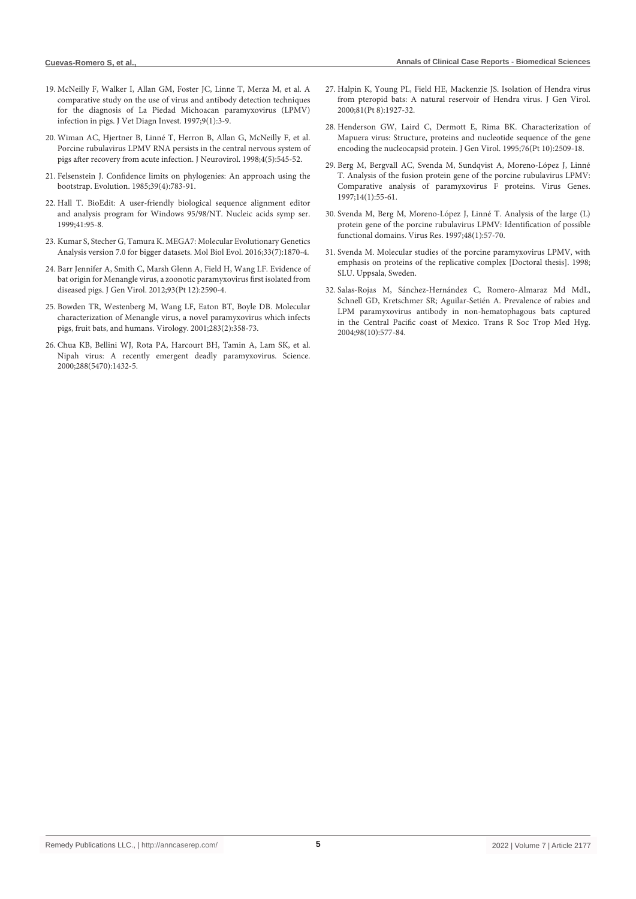19. McNeilly F, Walker I, Allan GM, Foster JC, Linne T, Merza M, et al. A comparative study on the use of virus and antibody detection techniques for the diagnosis of La Piedad Michoacan paramyxovirus (LPMV) infection in pigs. J Vet Diagn Invest. 1997;9(1):3-9.

20. Wiman AC, Hjertner B, Linné T, Herron B, Allan G, McNeilly F, et al. Porcine rubulavirus LPMV RNA persists in the central nervous system of pigs after recovery from acute infection. J Neurovirol. 1998;4(5):545-52.

21. Felsenstein J. Confidence limits on phylogenies: An approach using the bootstrap. Evolution. 1985;39(4):783-91.

22. Hall T. BioEdit: A user-friendly biological sequence alignment editor and analysis program for Windows 95/98/NT. Nucleic acids symp ser. 1999;41:95-8.

23. Kumar S, Stecher G, Tamura K. MEGA7: Molecular Evolutionary Genetics Analysis version 7.0 for bigger datasets. Mol Biol Evol. 2016;33(7):1870-4.

24. Barr Jennifer A, Smith C, Marsh Glenn A, Field H, Wang LF. Evidence of bat origin for Menangle virus, a zoonotic paramyxovirus first isolated from diseased pigs. J Gen Virol. 2012;93(Pt 12):2590-4.

25. Bowden TR, Westenberg M, Wang LF, Eaton BT, Boyle DB. Molecular characterization of Menangle virus, a novel paramyxovirus which infects pigs, fruit bats, and humans. Virology. 2001;283(2):358-73.

26. Chua KB, Bellini WJ, Rota PA, Harcourt BH, Tamin A, Lam SK, et al. Nipah virus: A recently emergent deadly paramyxovirus. Science. 2000;288(5470):1432-5.

27. Halpin K, Young PL, Field HE, Mackenzie JS. Isolation of Hendra virus from pteropid bats: A natural reservoir of Hendra virus. J Gen Virol. 2000;81(Pt 8):1927-32.

28. Henderson GW, Laird C, Dermott E, Rima BK. Characterization of Mapuera virus: Structure, proteins and nucleotide sequence of the gene encoding the nucleocapsid protein. J Gen Virol. 1995;76(Pt 10):2509-18.

29. Berg M, Bergvall AC, Svenda M, Sundqvist A, Moreno-López J, Linné T. Analysis of the fusion protein gene of the porcine rubulavirus LPMV: Comparative analysis of paramyxovirus F proteins. Virus Genes. 1997;14(1):55-61.

30. Svenda M, Berg M, Moreno-López J, Linné T. Analysis of the large (L) protein gene of the porcine rubulavirus LPMV: Identification of possible functional domains. Virus Res. 1997;48(1):57-70.

31. Svenda M. Molecular studies of the porcine paramyxovirus LPMV, with emphasis on proteins of the replicative complex [Doctoral thesis]. 1998; SLU. Uppsala, Sweden.

32. Salas-Rojas M, Sánchez-Hernández C, Romero-Almaraz Md MdL, Schnell GD, Kretschmer SR; Aguilar-Setién A. Prevalence of rabies and LPM paramyxovirus antibody in non-hematophagous bats captured in the Central Pacific coast of Mexico. Trans R Soc Trop Med Hyg. 2004;98(10):577-84.